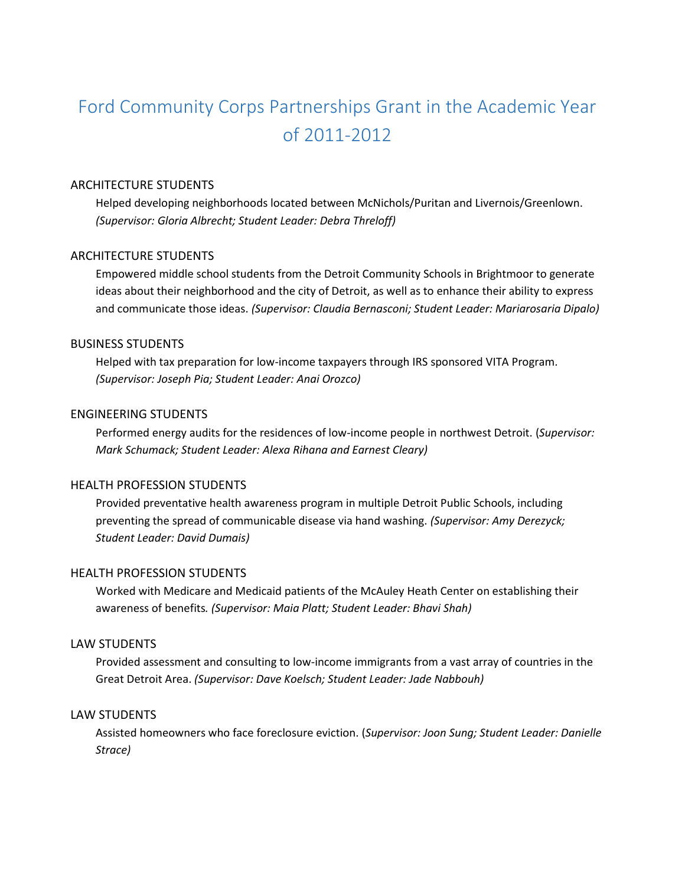# Ford Community Corps Partnerships Grant in the Academic Year of 2011-2012

ARCHITECTURE STUDENTS

Helped developing neighborhoods located between McNichols/Puritan and Livernois/Greenlown. *(Supervisor: Gloria Albrecht; Student Leader: Debra Threloff)*

ARCHITECTURE STUDENTS

Empowered middle school students from the Detroit Community Schools in Brightmoor to generate ideas about their neighborhood and the city of Detroit, as well as to enhance their ability to express and communicate those ideas. *(Supervisor: Claudia Bernasconi; Student Leader: Mariarosaria Dipalo)*

BUSINESS STUDENTS

Helped with tax preparation for low-income taxpayers through IRS sponsored VITA Program. *(Supervisor: Joseph Pia; Student Leader: Anai Orozco)*

ENGINEERING STUDENTS

Performed energy audits for the residences of low-income people in northwest Detroit. (*Supervisor: Mark Schumack; Student Leader: Alexa Rihana and Earnest Cleary)*

HEALTH PROFESSION STUDENTS

Provided preventative health awareness program in multiple Detroit Public Schools, including preventing the spread of communicable disease via hand washing. *(Supervisor: Amy Derezyck; Student Leader: David Dumais)*

HEALTH PROFESSION STUDENTS

Worked with Medicare and Medicaid patients of the McAuley Heath Center on establishing their awareness of benefits*. (Supervisor: Maia Platt; Student Leader: Bhavi Shah)*

LAW STUDENTS

Provided assessment and consulting to low-income immigrants from a vast array of countries in the Great Detroit Area. *(Supervisor: Dave Koelsch; Student Leader: Jade Nabbouh)*

LAW STUDENTS

Assisted homeowners who face foreclosure eviction. (*Supervisor: Joon Sung; Student Leader: Danielle Strace)*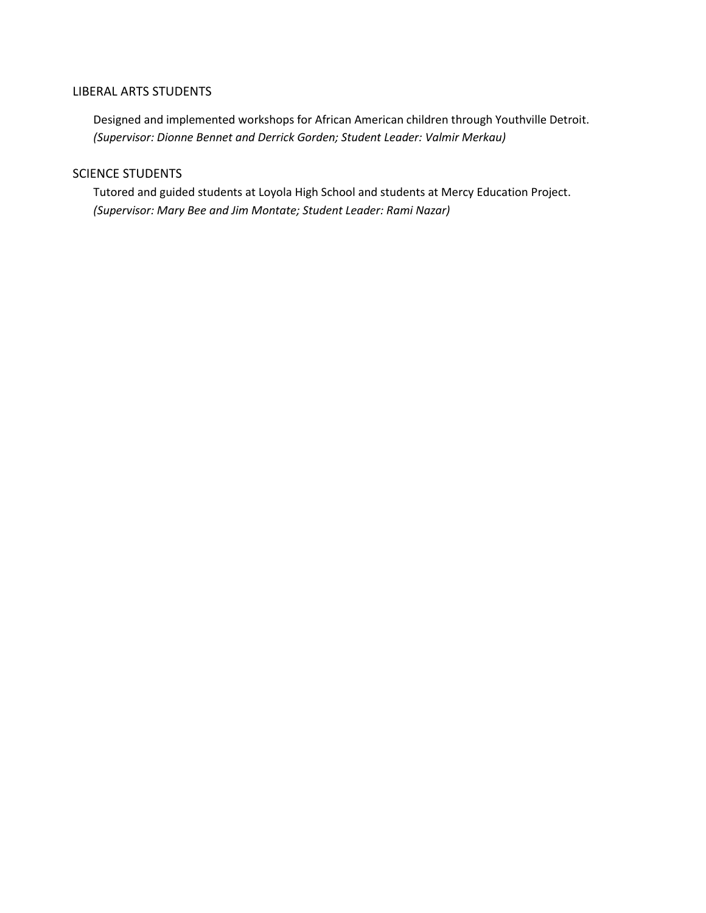## LIBERAL ARTS STUDENTS

Designed and implemented workshops for African American children through Youthville Detroit.
*(Supervisor: Dionne Bennet and Derrick Gorden; Student Leader: Valmir Merkau)*

## SCIENCE STUDENTS

Tutored and guided students at Loyola High School and students at Mercy Education Project.
*(Supervisor: Mary Bee and Jim Montate; Student Leader: Rami Nazar)*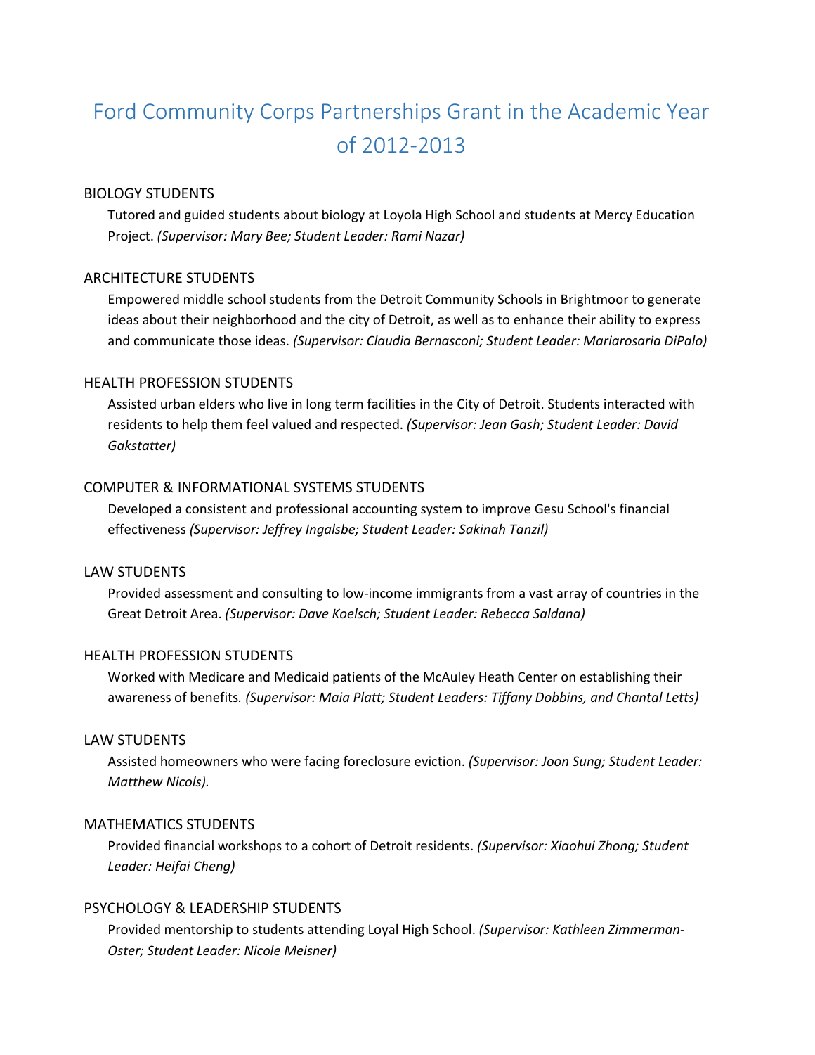# Ford Community Corps Partnerships Grant in the Academic Year of 2012-2013

BIOLOGY STUDENTS

Tutored and guided students about biology at Loyola High School and students at Mercy Education Project. *(Supervisor: Mary Bee; Student Leader: Rami Nazar)*

ARCHITECTURE STUDENTS

Empowered middle school students from the Detroit Community Schools in Brightmoor to generate ideas about their neighborhood and the city of Detroit, as well as to enhance their ability to express and communicate those ideas. *(Supervisor: Claudia Bernasconi; Student Leader: Mariarosaria DiPalo)*

HEALTH PROFESSION STUDENTS

Assisted urban elders who live in long term facilities in the City of Detroit. Students interacted with residents to help them feel valued and respected. *(Supervisor: Jean Gash; Student Leader: David Gakstatter)*

COMPUTER & INFORMATIONAL SYSTEMS STUDENTS

Developed a consistent and professional accounting system to improve Gesu School's financial effectiveness *(Supervisor: Jeffrey Ingalsbe; Student Leader: Sakinah Tanzil)*

LAW STUDENTS

Provided assessment and consulting to low-income immigrants from a vast array of countries in the Great Detroit Area. *(Supervisor: Dave Koelsch; Student Leader: Rebecca Saldana)*

HEALTH PROFESSION STUDENTS

Worked with Medicare and Medicaid patients of the McAuley Heath Center on establishing their awareness of benefits. *(Supervisor: Maia Platt; Student Leaders: Tiffany Dobbins, and Chantal Letts)*

LAW STUDENTS

Assisted homeowners who were facing foreclosure eviction. *(Supervisor: Joon Sung; Student Leader: Matthew Nicols).*

MATHEMATICS STUDENTS

Provided financial workshops to a cohort of Detroit residents. *(Supervisor: Xiaohui Zhong; Student Leader: Heifai Cheng)*

PSYCHOLOGY & LEADERSHIP STUDENTS

Provided mentorship to students attending Loyal High School. *(Supervisor: Kathleen Zimmerman-Oster; Student Leader: Nicole Meisner)*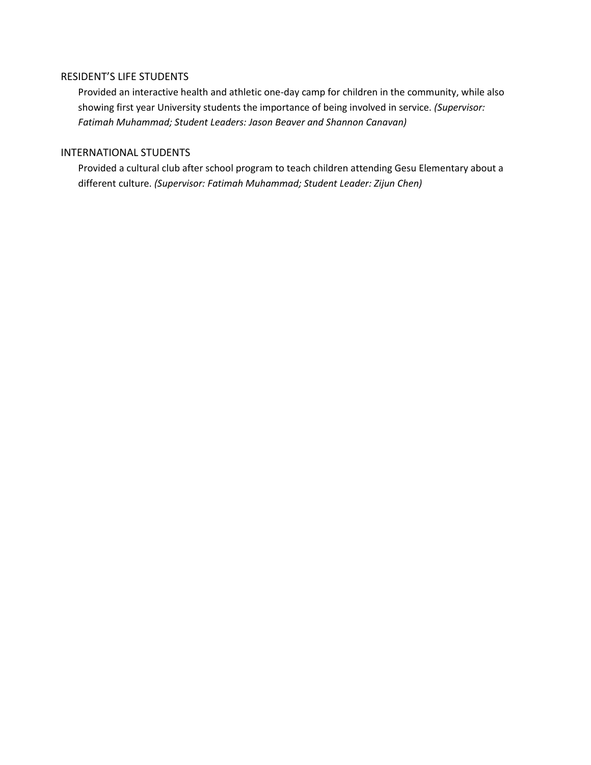## RESIDENT'S LIFE STUDENTS

Provided an interactive health and athletic one-day camp for children in the community, while also showing first year University students the importance of being involved in service. *(Supervisor: Fatimah Muhammad; Student Leaders: Jason Beaver and Shannon Canavan)*

## INTERNATIONAL STUDENTS

Provided a cultural club after school program to teach children attending Gesu Elementary about a different culture. *(Supervisor: Fatimah Muhammad; Student Leader: Zijun Chen)*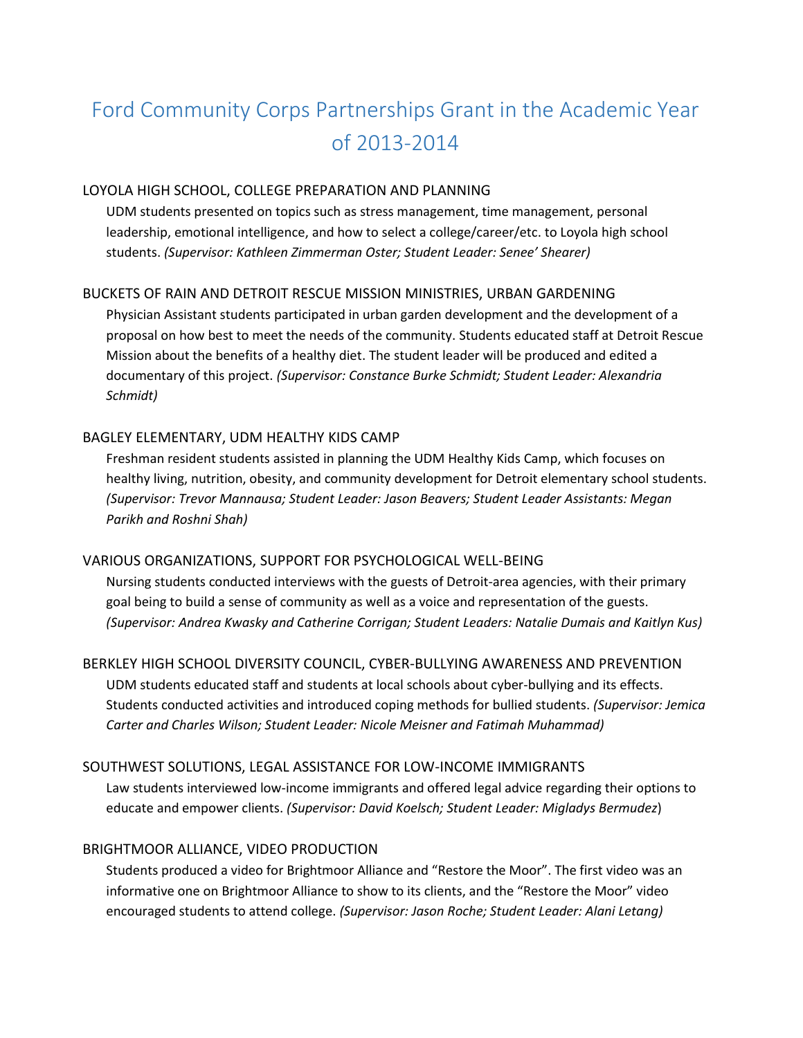# Ford Community Corps Partnerships Grant in the Academic Year of 2013-2014

### LOYOLA HIGH SCHOOL, COLLEGE PREPARATION AND PLANNING

UDM students presented on topics such as stress management, time management, personal leadership, emotional intelligence, and how to select a college/career/etc. to Loyola high school students. *(Supervisor: Kathleen Zimmerman Oster; Student Leader: Senee' Shearer)*

### BUCKETS OF RAIN AND DETROIT RESCUE MISSION MINISTRIES, URBAN GARDENING

Physician Assistant students participated in urban garden development and the development of a proposal on how best to meet the needs of the community. Students educated staff at Detroit Rescue Mission about the benefits of a healthy diet. The student leader will be produced and edited a documentary of this project. *(Supervisor: Constance Burke Schmidt; Student Leader: Alexandria Schmidt)*

### BAGLEY ELEMENTARY, UDM HEALTHY KIDS CAMP

Freshman resident students assisted in planning the UDM Healthy Kids Camp, which focuses on healthy living, nutrition, obesity, and community development for Detroit elementary school students. *(Supervisor: Trevor Mannausa; Student Leader: Jason Beavers; Student Leader Assistants: Megan Parikh and Roshni Shah)*

### VARIOUS ORGANIZATIONS, SUPPORT FOR PSYCHOLOGICAL WELL-BEING

Nursing students conducted interviews with the guests of Detroit-area agencies, with their primary goal being to build a sense of community as well as a voice and representation of the guests. *(Supervisor: Andrea Kwasky and Catherine Corrigan; Student Leaders: Natalie Dumais and Kaitlyn Kus)*

### BERKLEY HIGH SCHOOL DIVERSITY COUNCIL, CYBER-BULLYING AWARENESS AND PREVENTION

UDM students educated staff and students at local schools about cyber-bullying and its effects. Students conducted activities and introduced coping methods for bullied students. *(Supervisor: Jemica Carter and Charles Wilson; Student Leader: Nicole Meisner and Fatimah Muhammad)*

### SOUTHWEST SOLUTIONS, LEGAL ASSISTANCE FOR LOW-INCOME IMMIGRANTS

Law students interviewed low-income immigrants and offered legal advice regarding their options to educate and empower clients. *(Supervisor: David Koelsch; Student Leader: Migladys Bermudez*)

### BRIGHTMOOR ALLIANCE, VIDEO PRODUCTION

Students produced a video for Brightmoor Alliance and "Restore the Moor". The first video was an informative one on Brightmoor Alliance to show to its clients, and the "Restore the Moor" video encouraged students to attend college. *(Supervisor: Jason Roche; Student Leader: Alani Letang)*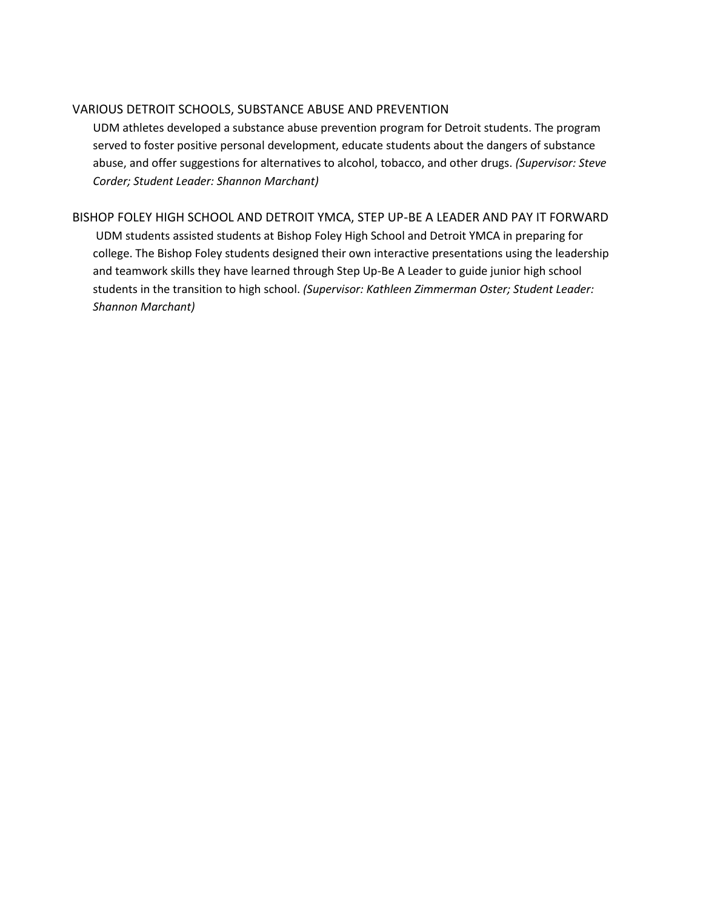VARIOUS DETROIT SCHOOLS, SUBSTANCE ABUSE AND PREVENTION

UDM athletes developed a substance abuse prevention program for Detroit students. The program served to foster positive personal development, educate students about the dangers of substance abuse, and offer suggestions for alternatives to alcohol, tobacco, and other drugs. *(Supervisor: Steve Corder; Student Leader: Shannon Marchant)*

BISHOP FOLEY HIGH SCHOOL AND DETROIT YMCA, STEP UP-BE A LEADER AND PAY IT FORWARD

UDM students assisted students at Bishop Foley High School and Detroit YMCA in preparing for college. The Bishop Foley students designed their own interactive presentations using the leadership and teamwork skills they have learned through Step Up-Be A Leader to guide junior high school students in the transition to high school. *(Supervisor: Kathleen Zimmerman Oster; Student Leader: Shannon Marchant)*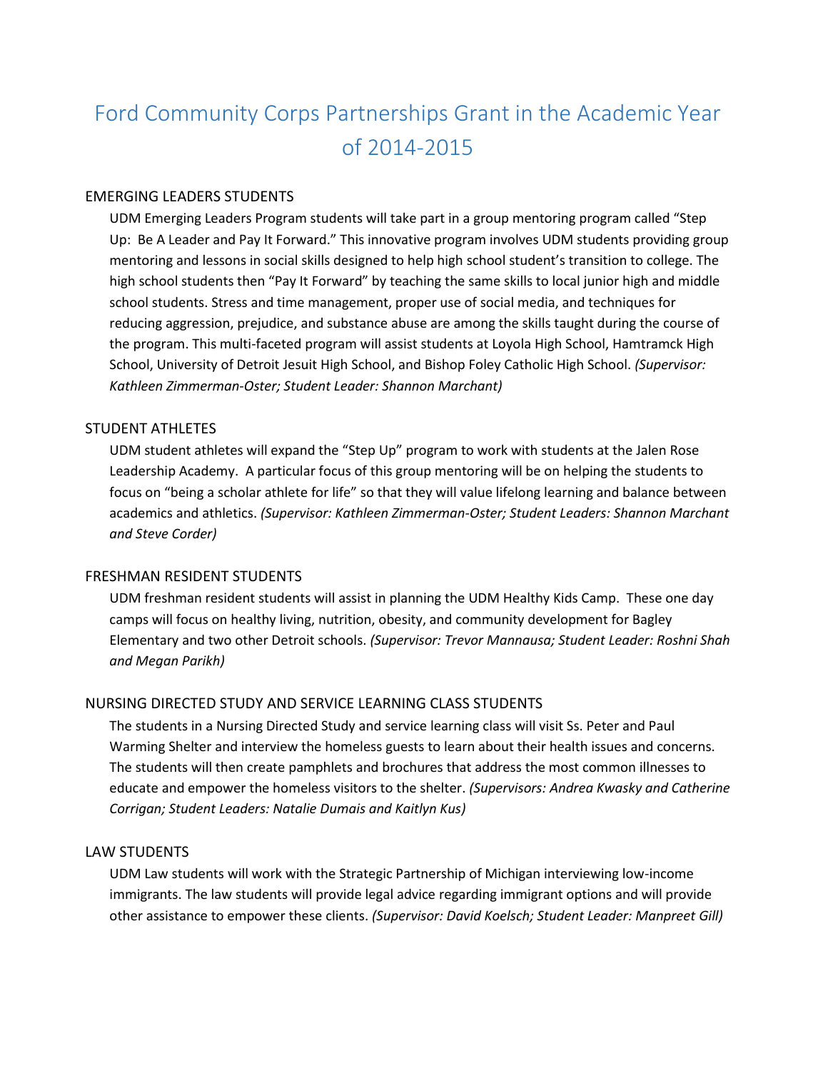# Ford Community Corps Partnerships Grant in the Academic Year of 2014-2015

## EMERGING LEADERS STUDENTS

UDM Emerging Leaders Program students will take part in a group mentoring program called "Step Up: Be A Leader and Pay It Forward." This innovative program involves UDM students providing group mentoring and lessons in social skills designed to help high school student's transition to college. The high school students then "Pay It Forward" by teaching the same skills to local junior high and middle school students. Stress and time management, proper use of social media, and techniques for reducing aggression, prejudice, and substance abuse are among the skills taught during the course of the program. This multi-faceted program will assist students at Loyola High School, Hamtramck High School, University of Detroit Jesuit High School, and Bishop Foley Catholic High School. *(Supervisor: Kathleen Zimmerman-Oster; Student Leader: Shannon Marchant)*

## STUDENT ATHLETES

UDM student athletes will expand the "Step Up" program to work with students at the Jalen Rose Leadership Academy. A particular focus of this group mentoring will be on helping the students to focus on "being a scholar athlete for life" so that they will value lifelong learning and balance between academics and athletics. *(Supervisor: Kathleen Zimmerman-Oster; Student Leaders: Shannon Marchant and Steve Corder)*

## FRESHMAN RESIDENT STUDENTS

UDM freshman resident students will assist in planning the UDM Healthy Kids Camp. These one day camps will focus on healthy living, nutrition, obesity, and community development for Bagley Elementary and two other Detroit schools. *(Supervisor: Trevor Mannausa; Student Leader: Roshni Shah and Megan Parikh)*

## NURSING DIRECTED STUDY AND SERVICE LEARNING CLASS STUDENTS

The students in a Nursing Directed Study and service learning class will visit Ss. Peter and Paul Warming Shelter and interview the homeless guests to learn about their health issues and concerns. The students will then create pamphlets and brochures that address the most common illnesses to educate and empower the homeless visitors to the shelter. *(Supervisors: Andrea Kwasky and Catherine Corrigan; Student Leaders: Natalie Dumais and Kaitlyn Kus)*

## LAW STUDENTS

UDM Law students will work with the Strategic Partnership of Michigan interviewing low-income immigrants. The law students will provide legal advice regarding immigrant options and will provide other assistance to empower these clients. *(Supervisor: David Koelsch; Student Leader: Manpreet Gill)*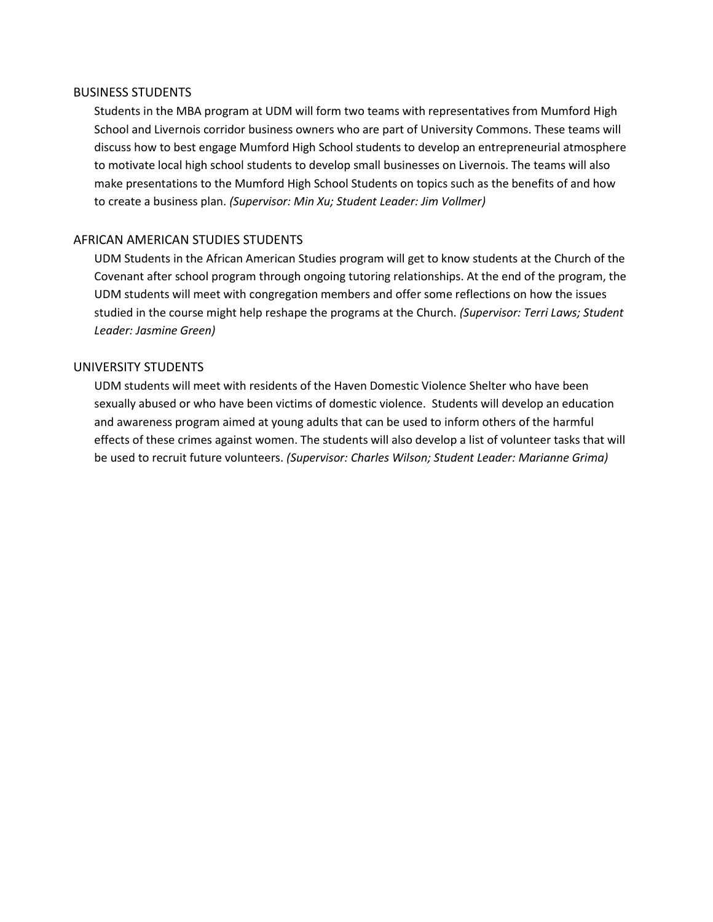## BUSINESS STUDENTS

Students in the MBA program at UDM will form two teams with representatives from Mumford High School and Livernois corridor business owners who are part of University Commons. These teams will discuss how to best engage Mumford High School students to develop an entrepreneurial atmosphere to motivate local high school students to develop small businesses on Livernois. The teams will also make presentations to the Mumford High School Students on topics such as the benefits of and how to create a business plan. *(Supervisor: Min Xu; Student Leader: Jim Vollmer)*

## AFRICAN AMERICAN STUDIES STUDENTS

UDM Students in the African American Studies program will get to know students at the Church of the Covenant after school program through ongoing tutoring relationships. At the end of the program, the UDM students will meet with congregation members and offer some reflections on how the issues studied in the course might help reshape the programs at the Church. *(Supervisor: Terri Laws; Student Leader: Jasmine Green)*

## UNIVERSITY STUDENTS

UDM students will meet with residents of the Haven Domestic Violence Shelter who have been sexually abused or who have been victims of domestic violence. Students will develop an education and awareness program aimed at young adults that can be used to inform others of the harmful effects of these crimes against women. The students will also develop a list of volunteer tasks that will be used to recruit future volunteers. *(Supervisor: Charles Wilson; Student Leader: Marianne Grima)*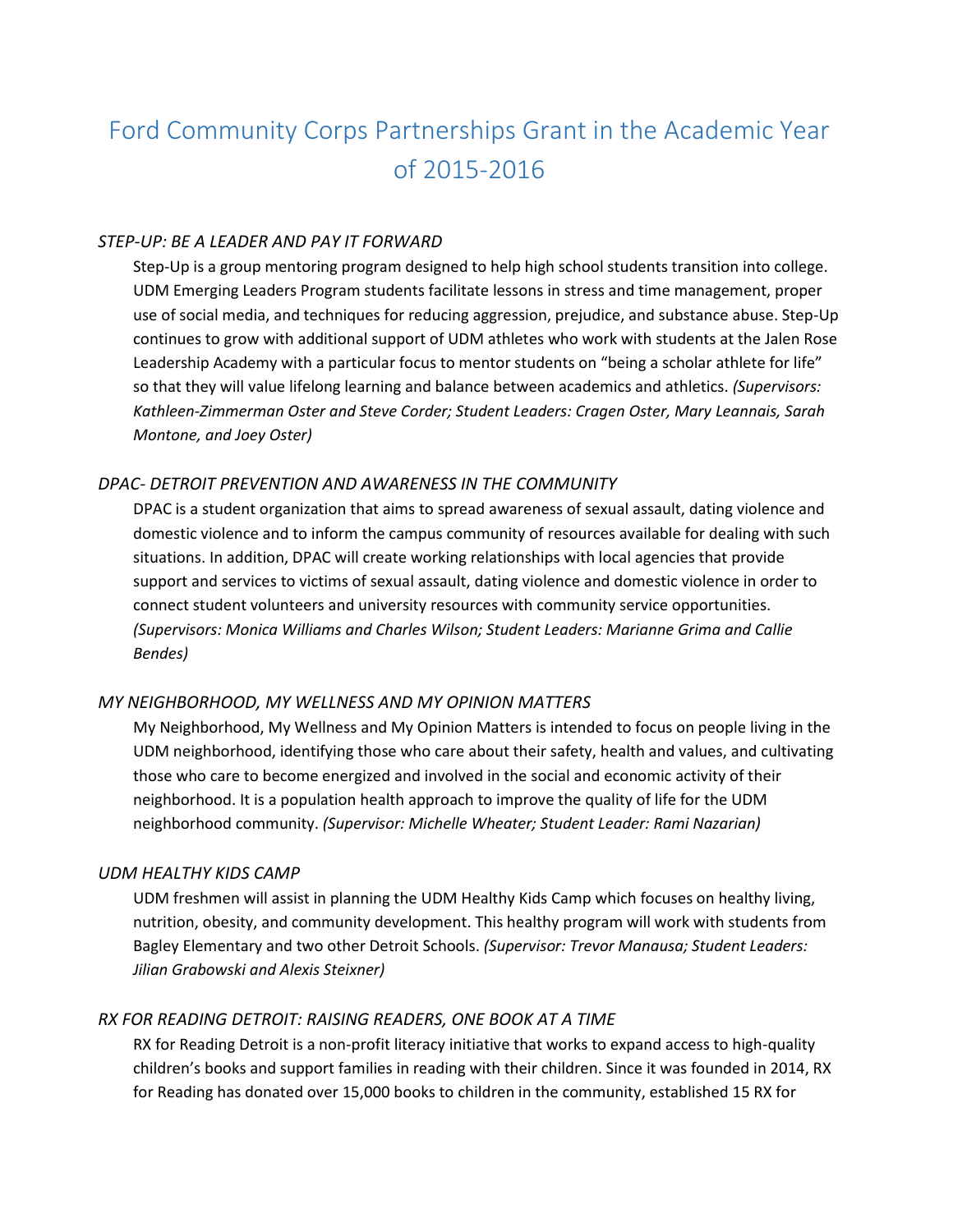# Ford Community Corps Partnerships Grant in the Academic Year of 2015-2016

### *STEP-UP: BE A LEADER AND PAY IT FORWARD*

Step-Up is a group mentoring program designed to help high school students transition into college. UDM Emerging Leaders Program students facilitate lessons in stress and time management, proper use of social media, and techniques for reducing aggression, prejudice, and substance abuse. Step-Up continues to grow with additional support of UDM athletes who work with students at the Jalen Rose Leadership Academy with a particular focus to mentor students on "being a scholar athlete for life" so that they will value lifelong learning and balance between academics and athletics. *(Supervisors: Kathleen-Zimmerman Oster and Steve Corder; Student Leaders: Cragen Oster, Mary Leannais, Sarah Montone, and Joey Oster)*

### *DPAC- DETROIT PREVENTION AND AWARENESS IN THE COMMUNITY*

DPAC is a student organization that aims to spread awareness of sexual assault, dating violence and domestic violence and to inform the campus community of resources available for dealing with such situations. In addition, DPAC will create working relationships with local agencies that provide support and services to victims of sexual assault, dating violence and domestic violence in order to connect student volunteers and university resources with community service opportunities. *(Supervisors: Monica Williams and Charles Wilson; Student Leaders: Marianne Grima and Callie Bendes)*

### *MY NEIGHBORHOOD, MY WELLNESS AND MY OPINION MATTERS*

My Neighborhood, My Wellness and My Opinion Matters is intended to focus on people living in the UDM neighborhood, identifying those who care about their safety, health and values, and cultivating those who care to become energized and involved in the social and economic activity of their neighborhood. It is a population health approach to improve the quality of life for the UDM neighborhood community. *(Supervisor: Michelle Wheater; Student Leader: Rami Nazarian)*

### *UDM HEALTHY KIDS CAMP*

UDM freshmen will assist in planning the UDM Healthy Kids Camp which focuses on healthy living, nutrition, obesity, and community development. This healthy program will work with students from Bagley Elementary and two other Detroit Schools. *(Supervisor: Trevor Manausa; Student Leaders: Jilian Grabowski and Alexis Steixner)*

### *RX FOR READING DETROIT: RAISING READERS, ONE BOOK AT A TIME*

RX for Reading Detroit is a non-profit literacy initiative that works to expand access to high-quality children's books and support families in reading with their children. Since it was founded in 2014, RX for Reading has donated over 15,000 books to children in the community, established 15 RX for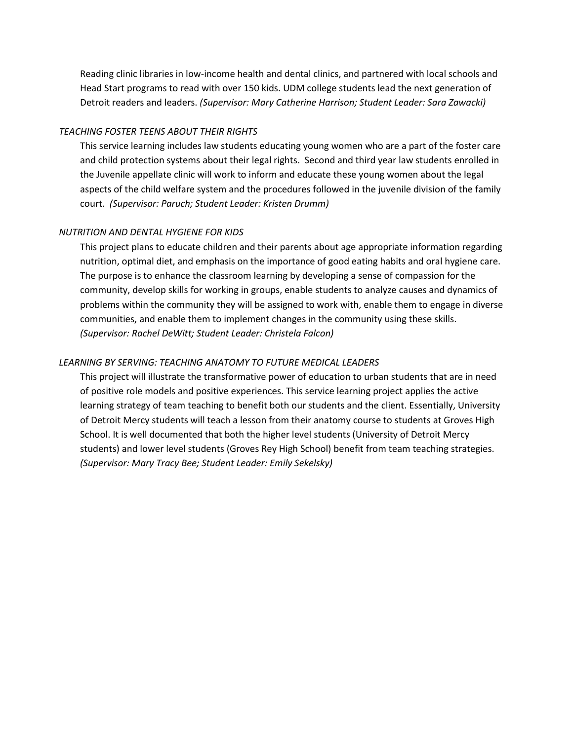Reading clinic libraries in low-income health and dental clinics, and partnered with local schools and Head Start programs to read with over 150 kids. UDM college students lead the next generation of Detroit readers and leaders. *(Supervisor: Mary Catherine Harrison; Student Leader: Sara Zawacki)*

*TEACHING FOSTER TEENS ABOUT THEIR RIGHTS*

This service learning includes law students educating young women who are a part of the foster care and child protection systems about their legal rights. Second and third year law students enrolled in the Juvenile appellate clinic will work to inform and educate these young women about the legal aspects of the child welfare system and the procedures followed in the juvenile division of the family court. *(Supervisor: Paruch; Student Leader: Kristen Drumm)*

*NUTRITION AND DENTAL HYGIENE FOR KIDS*

This project plans to educate children and their parents about age appropriate information regarding nutrition, optimal diet, and emphasis on the importance of good eating habits and oral hygiene care. The purpose is to enhance the classroom learning by developing a sense of compassion for the community, develop skills for working in groups, enable students to analyze causes and dynamics of problems within the community they will be assigned to work with, enable them to engage in diverse communities, and enable them to implement changes in the community using these skills. *(Supervisor: Rachel DeWitt; Student Leader: Christela Falcon)*

*LEARNING BY SERVING: TEACHING ANATOMY TO FUTURE MEDICAL LEADERS*

This project will illustrate the transformative power of education to urban students that are in need of positive role models and positive experiences. This service learning project applies the active learning strategy of team teaching to benefit both our students and the client. Essentially, University of Detroit Mercy students will teach a lesson from their anatomy course to students at Groves High School. It is well documented that both the higher level students (University of Detroit Mercy students) and lower level students (Groves Rey High School) benefit from team teaching strategies. *(Supervisor: Mary Tracy Bee; Student Leader: Emily Sekelsky)*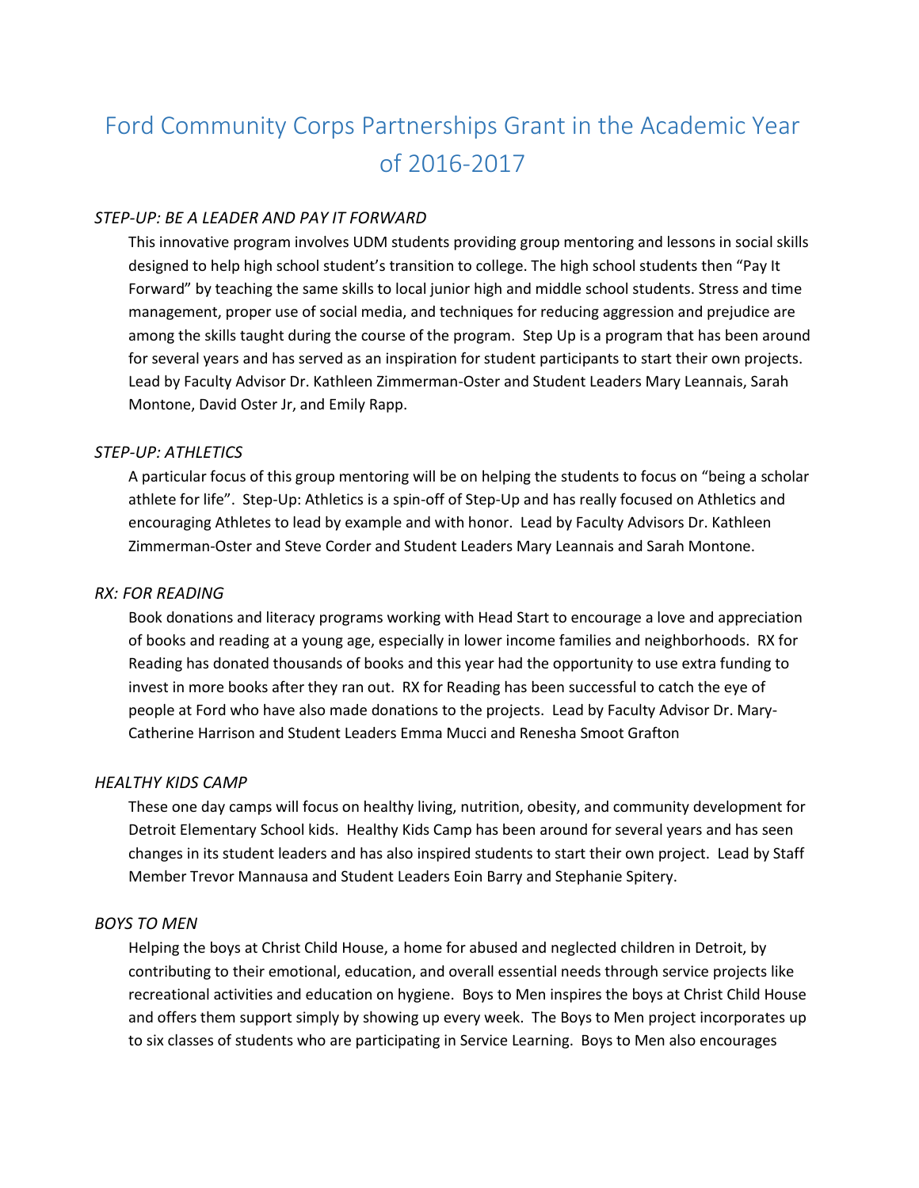# Ford Community Corps Partnerships Grant in the Academic Year of 2016-2017

*STEP-UP: BE A LEADER AND PAY IT FORWARD*

This innovative program involves UDM students providing group mentoring and lessons in social skills designed to help high school student's transition to college. The high school students then "Pay It Forward" by teaching the same skills to local junior high and middle school students. Stress and time management, proper use of social media, and techniques for reducing aggression and prejudice are among the skills taught during the course of the program. Step Up is a program that has been around for several years and has served as an inspiration for student participants to start their own projects. Lead by Faculty Advisor Dr. Kathleen Zimmerman-Oster and Student Leaders Mary Leannais, Sarah Montone, David Oster Jr, and Emily Rapp.

*STEP-UP: ATHLETICS*

A particular focus of this group mentoring will be on helping the students to focus on "being a scholar athlete for life". Step-Up: Athletics is a spin-off of Step-Up and has really focused on Athletics and encouraging Athletes to lead by example and with honor. Lead by Faculty Advisors Dr. Kathleen Zimmerman-Oster and Steve Corder and Student Leaders Mary Leannais and Sarah Montone.

*RX: FOR READING*

Book donations and literacy programs working with Head Start to encourage a love and appreciation of books and reading at a young age, especially in lower income families and neighborhoods. RX for Reading has donated thousands of books and this year had the opportunity to use extra funding to invest in more books after they ran out. RX for Reading has been successful to catch the eye of people at Ford who have also made donations to the projects. Lead by Faculty Advisor Dr. Mary-Catherine Harrison and Student Leaders Emma Mucci and Renesha Smoot Grafton

*HEALTHY KIDS CAMP*

These one day camps will focus on healthy living, nutrition, obesity, and community development for Detroit Elementary School kids. Healthy Kids Camp has been around for several years and has seen changes in its student leaders and has also inspired students to start their own project. Lead by Staff Member Trevor Mannausa and Student Leaders Eoin Barry and Stephanie Spitery.

*BOYS TO MEN*

Helping the boys at Christ Child House, a home for abused and neglected children in Detroit, by contributing to their emotional, education, and overall essential needs through service projects like recreational activities and education on hygiene. Boys to Men inspires the boys at Christ Child House and offers them support simply by showing up every week. The Boys to Men project incorporates up to six classes of students who are participating in Service Learning. Boys to Men also encourages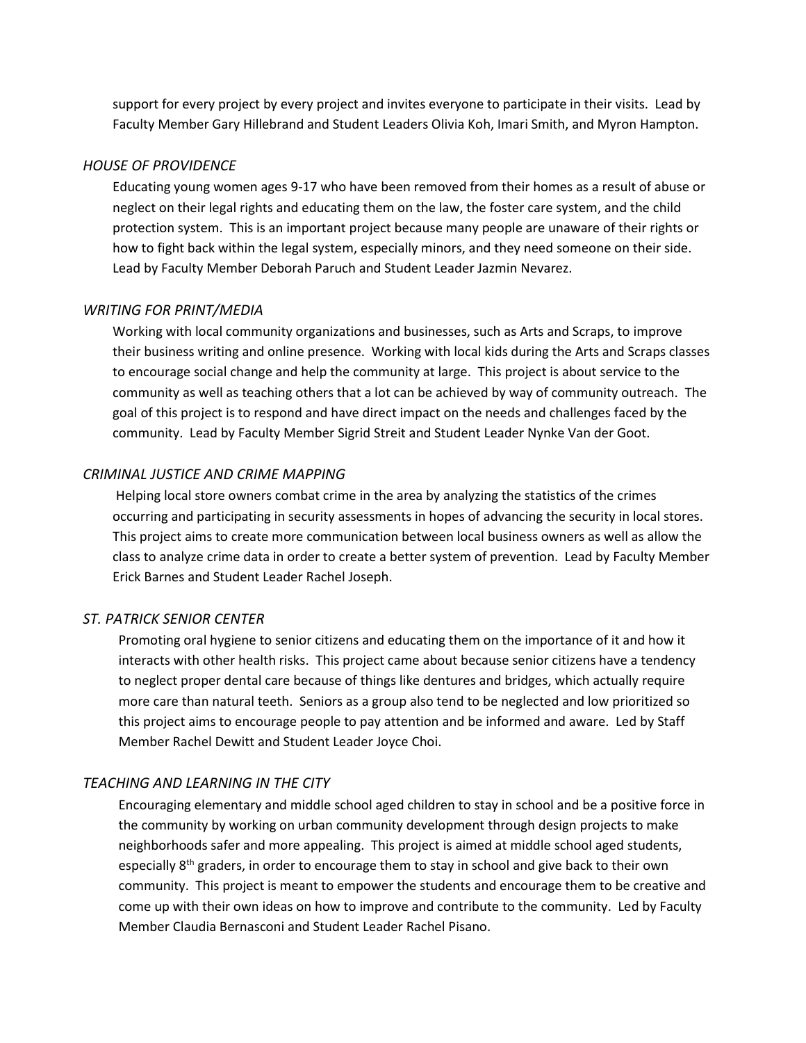support for every project by every project and invites everyone to participate in their visits. Lead by Faculty Member Gary Hillebrand and Student Leaders Olivia Koh, Imari Smith, and Myron Hampton.

*HOUSE OF PROVIDENCE*

Educating young women ages 9-17 who have been removed from their homes as a result of abuse or neglect on their legal rights and educating them on the law, the foster care system, and the child protection system. This is an important project because many people are unaware of their rights or how to fight back within the legal system, especially minors, and they need someone on their side. Lead by Faculty Member Deborah Paruch and Student Leader Jazmin Nevarez.

*WRITING FOR PRINT/MEDIA*

Working with local community organizations and businesses, such as Arts and Scraps, to improve their business writing and online presence. Working with local kids during the Arts and Scraps classes to encourage social change and help the community at large. This project is about service to the community as well as teaching others that a lot can be achieved by way of community outreach. The goal of this project is to respond and have direct impact on the needs and challenges faced by the community. Lead by Faculty Member Sigrid Streit and Student Leader Nynke Van der Goot.

*CRIMINAL JUSTICE AND CRIME MAPPING*

Helping local store owners combat crime in the area by analyzing the statistics of the crimes occurring and participating in security assessments in hopes of advancing the security in local stores. This project aims to create more communication between local business owners as well as allow the class to analyze crime data in order to create a better system of prevention. Lead by Faculty Member Erick Barnes and Student Leader Rachel Joseph.

*ST. PATRICK SENIOR CENTER*

Promoting oral hygiene to senior citizens and educating them on the importance of it and how it interacts with other health risks. This project came about because senior citizens have a tendency to neglect proper dental care because of things like dentures and bridges, which actually require more care than natural teeth. Seniors as a group also tend to be neglected and low prioritized so this project aims to encourage people to pay attention and be informed and aware. Led by Staff Member Rachel Dewitt and Student Leader Joyce Choi.

*TEACHING AND LEARNING IN THE CITY*

Encouraging elementary and middle school aged children to stay in school and be a positive force in the community by working on urban community development through design projects to make neighborhoods safer and more appealing. This project is aimed at middle school aged students, especially 8th graders, in order to encourage them to stay in school and give back to their own community. This project is meant to empower the students and encourage them to be creative and come up with their own ideas on how to improve and contribute to the community. Led by Faculty Member Claudia Bernasconi and Student Leader Rachel Pisano.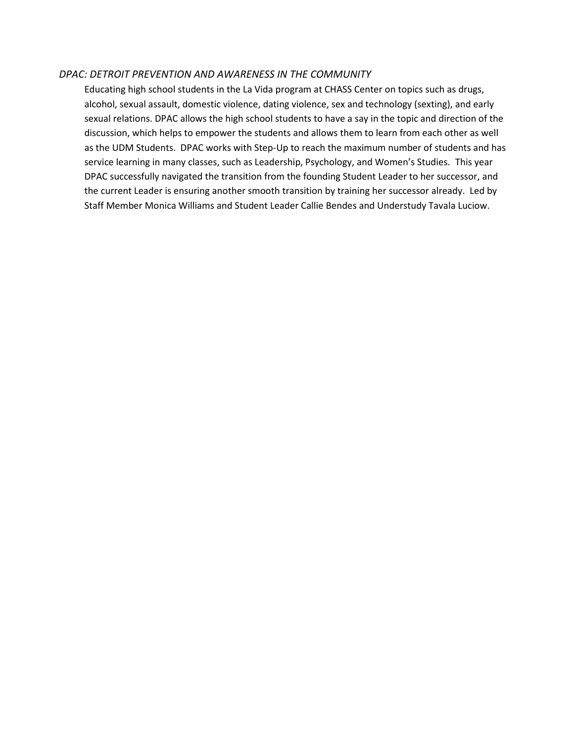*DPAC: DETROIT PREVENTION AND AWARENESS IN THE COMMUNITY*

Educating high school students in the La Vida program at CHASS Center on topics such as drugs, alcohol, sexual assault, domestic violence, dating violence, sex and technology (sexting), and early sexual relations. DPAC allows the high school students to have a say in the topic and direction of the discussion, which helps to empower the students and allows them to learn from each other as well as the UDM Students. DPAC works with Step-Up to reach the maximum number of students and has service learning in many classes, such as Leadership, Psychology, and Women's Studies. This year DPAC successfully navigated the transition from the founding Student Leader to her successor, and the current Leader is ensuring another smooth transition by training her successor already. Led by Staff Member Monica Williams and Student Leader Callie Bendes and Understudy Tavala Luciow.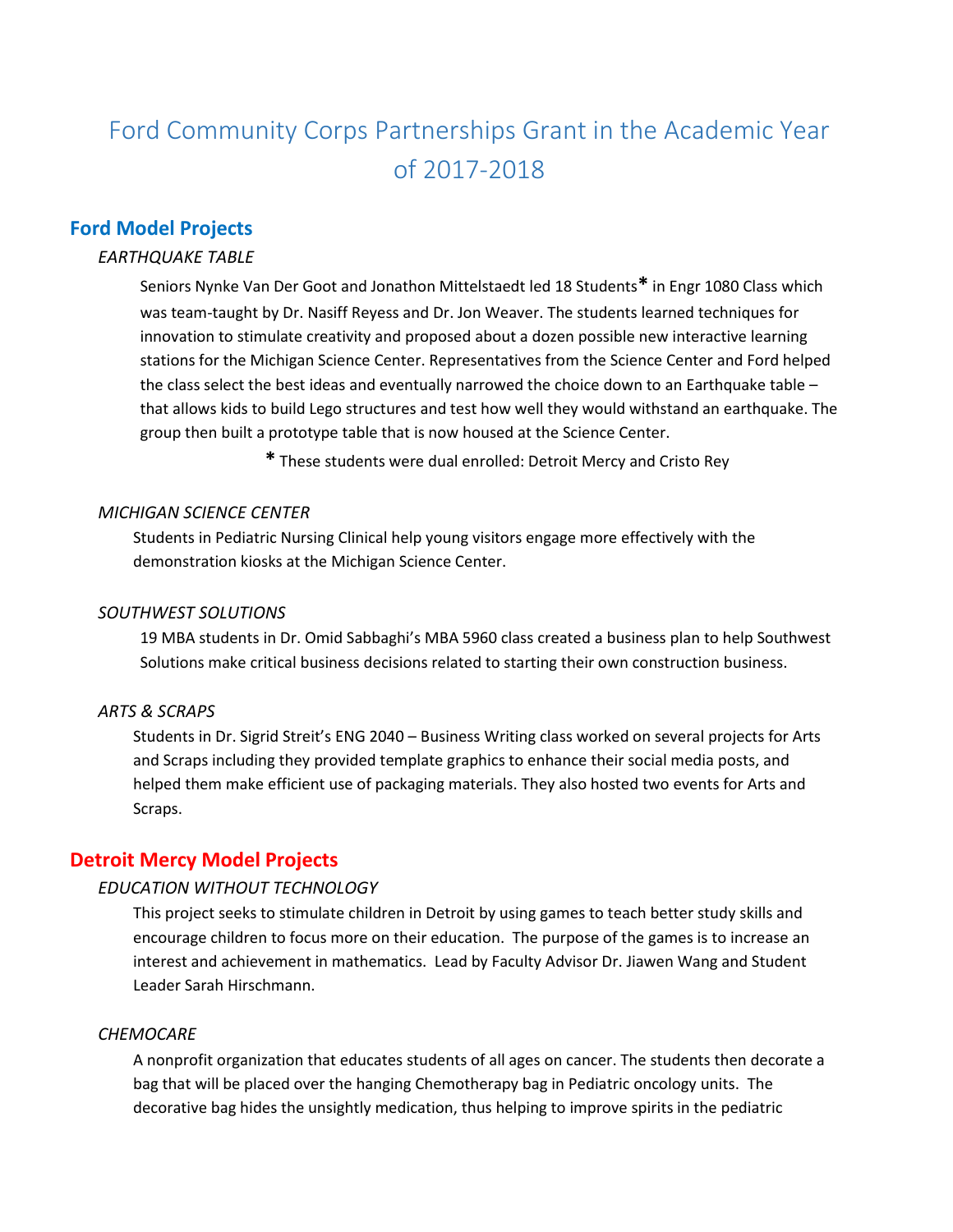# Ford Community Corps Partnerships Grant in the Academic Year of 2017-2018

## Ford Model Projects

### *EARTHQUAKE TABLE*

Seniors Nynke Van Der Goot and Jonathon Mittelstaedt led 18 Students* in Engr 1080 Class which was team-taught by Dr. Nasiff Reyess and Dr. Jon Weaver. The students learned techniques for innovation to stimulate creativity and proposed about a dozen possible new interactive learning stations for the Michigan Science Center. Representatives from the Science Center and Ford helped the class select the best ideas and eventually narrowed the choice down to an Earthquake table – that allows kids to build Lego structures and test how well they would withstand an earthquake. The group then built a prototype table that is now housed at the Science Center.

\* These students were dual enrolled: Detroit Mercy and Cristo Rey

### *MICHIGAN SCIENCE CENTER*

Students in Pediatric Nursing Clinical help young visitors engage more effectively with the demonstration kiosks at the Michigan Science Center.

### *SOUTHWEST SOLUTIONS*

19 MBA students in Dr. Omid Sabbaghi's MBA 5960 class created a business plan to help Southwest Solutions make critical business decisions related to starting their own construction business.

### *ARTS & SCRAPS*

Students in Dr. Sigrid Streit's ENG 2040 – Business Writing class worked on several projects for Arts and Scraps including they provided template graphics to enhance their social media posts, and helped them make efficient use of packaging materials. They also hosted two events for Arts and Scraps.

## Detroit Mercy Model Projects

### *EDUCATION WITHOUT TECHNOLOGY*

This project seeks to stimulate children in Detroit by using games to teach better study skills and encourage children to focus more on their education. The purpose of the games is to increase an interest and achievement in mathematics. Lead by Faculty Advisor Dr. Jiawen Wang and Student Leader Sarah Hirschmann.

### *CHEMOCARE*

A nonprofit organization that educates students of all ages on cancer. The students then decorate a bag that will be placed over the hanging Chemotherapy bag in Pediatric oncology units. The decorative bag hides the unsightly medication, thus helping to improve spirits in the pediatric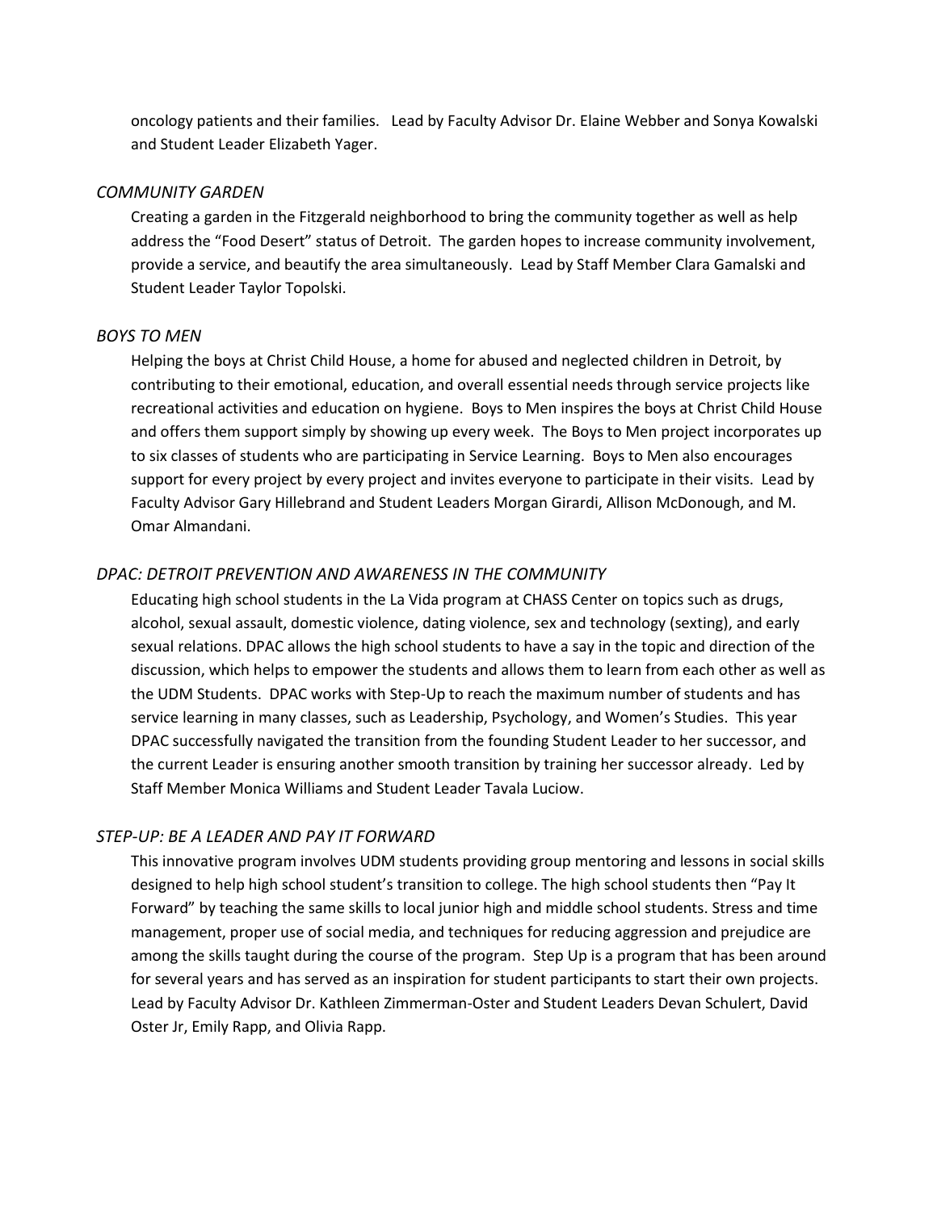oncology patients and their families. Lead by Faculty Advisor Dr. Elaine Webber and Sonya Kowalski and Student Leader Elizabeth Yager.

*COMMUNITY GARDEN*

Creating a garden in the Fitzgerald neighborhood to bring the community together as well as help address the "Food Desert" status of Detroit. The garden hopes to increase community involvement, provide a service, and beautify the area simultaneously. Lead by Staff Member Clara Gamalski and Student Leader Taylor Topolski.

*BOYS TO MEN*

Helping the boys at Christ Child House, a home for abused and neglected children in Detroit, by contributing to their emotional, education, and overall essential needs through service projects like recreational activities and education on hygiene. Boys to Men inspires the boys at Christ Child House and offers them support simply by showing up every week. The Boys to Men project incorporates up to six classes of students who are participating in Service Learning. Boys to Men also encourages support for every project by every project and invites everyone to participate in their visits. Lead by Faculty Advisor Gary Hillebrand and Student Leaders Morgan Girardi, Allison McDonough, and M. Omar Almandani.

*DPAC: DETROIT PREVENTION AND AWARENESS IN THE COMMUNITY*

Educating high school students in the La Vida program at CHASS Center on topics such as drugs, alcohol, sexual assault, domestic violence, dating violence, sex and technology (sexting), and early sexual relations. DPAC allows the high school students to have a say in the topic and direction of the discussion, which helps to empower the students and allows them to learn from each other as well as the UDM Students. DPAC works with Step-Up to reach the maximum number of students and has service learning in many classes, such as Leadership, Psychology, and Women's Studies. This year DPAC successfully navigated the transition from the founding Student Leader to her successor, and the current Leader is ensuring another smooth transition by training her successor already. Led by Staff Member Monica Williams and Student Leader Tavala Luciow.

*STEP-UP: BE A LEADER AND PAY IT FORWARD*

This innovative program involves UDM students providing group mentoring and lessons in social skills designed to help high school student's transition to college. The high school students then "Pay It Forward" by teaching the same skills to local junior high and middle school students. Stress and time management, proper use of social media, and techniques for reducing aggression and prejudice are among the skills taught during the course of the program. Step Up is a program that has been around for several years and has served as an inspiration for student participants to start their own projects. Lead by Faculty Advisor Dr. Kathleen Zimmerman-Oster and Student Leaders Devan Schulert, David Oster Jr, Emily Rapp, and Olivia Rapp.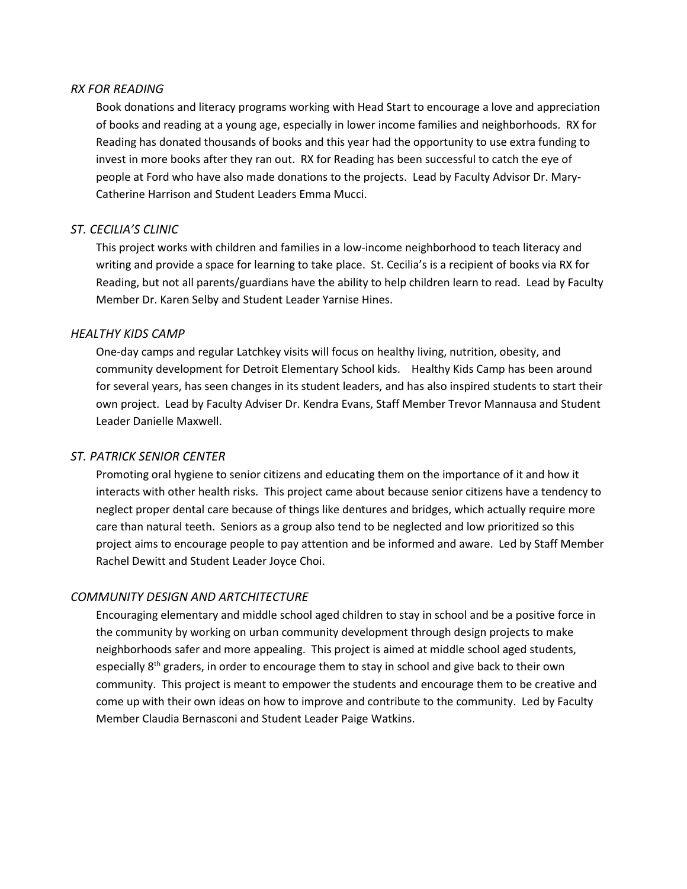*RX FOR READING*

Book donations and literacy programs working with Head Start to encourage a love and appreciation of books and reading at a young age, especially in lower income families and neighborhoods. RX for Reading has donated thousands of books and this year had the opportunity to use extra funding to invest in more books after they ran out. RX for Reading has been successful to catch the eye of people at Ford who have also made donations to the projects. Lead by Faculty Advisor Dr. Mary-Catherine Harrison and Student Leaders Emma Mucci.

*ST. CECILIA'S CLINIC*

This project works with children and families in a low-income neighborhood to teach literacy and writing and provide a space for learning to take place. St. Cecilia's is a recipient of books via RX for Reading, but not all parents/guardians have the ability to help children learn to read. Lead by Faculty Member Dr. Karen Selby and Student Leader Yarnise Hines.

*HEALTHY KIDS CAMP*

One-day camps and regular Latchkey visits will focus on healthy living, nutrition, obesity, and community development for Detroit Elementary School kids. Healthy Kids Camp has been around for several years, has seen changes in its student leaders, and has also inspired students to start their own project. Lead by Faculty Adviser Dr. Kendra Evans, Staff Member Trevor Mannausa and Student Leader Danielle Maxwell.

*ST. PATRICK SENIOR CENTER*

Promoting oral hygiene to senior citizens and educating them on the importance of it and how it interacts with other health risks. This project came about because senior citizens have a tendency to neglect proper dental care because of things like dentures and bridges, which actually require more care than natural teeth. Seniors as a group also tend to be neglected and low prioritized so this project aims to encourage people to pay attention and be informed and aware. Led by Staff Member Rachel Dewitt and Student Leader Joyce Choi.

*COMMUNITY DESIGN AND ARTCHITECTURE*

Encouraging elementary and middle school aged children to stay in school and be a positive force in the community by working on urban community development through design projects to make neighborhoods safer and more appealing. This project is aimed at middle school aged students, especially 8th graders, in order to encourage them to stay in school and give back to their own community. This project is meant to empower the students and encourage them to be creative and come up with their own ideas on how to improve and contribute to the community. Led by Faculty Member Claudia Bernasconi and Student Leader Paige Watkins.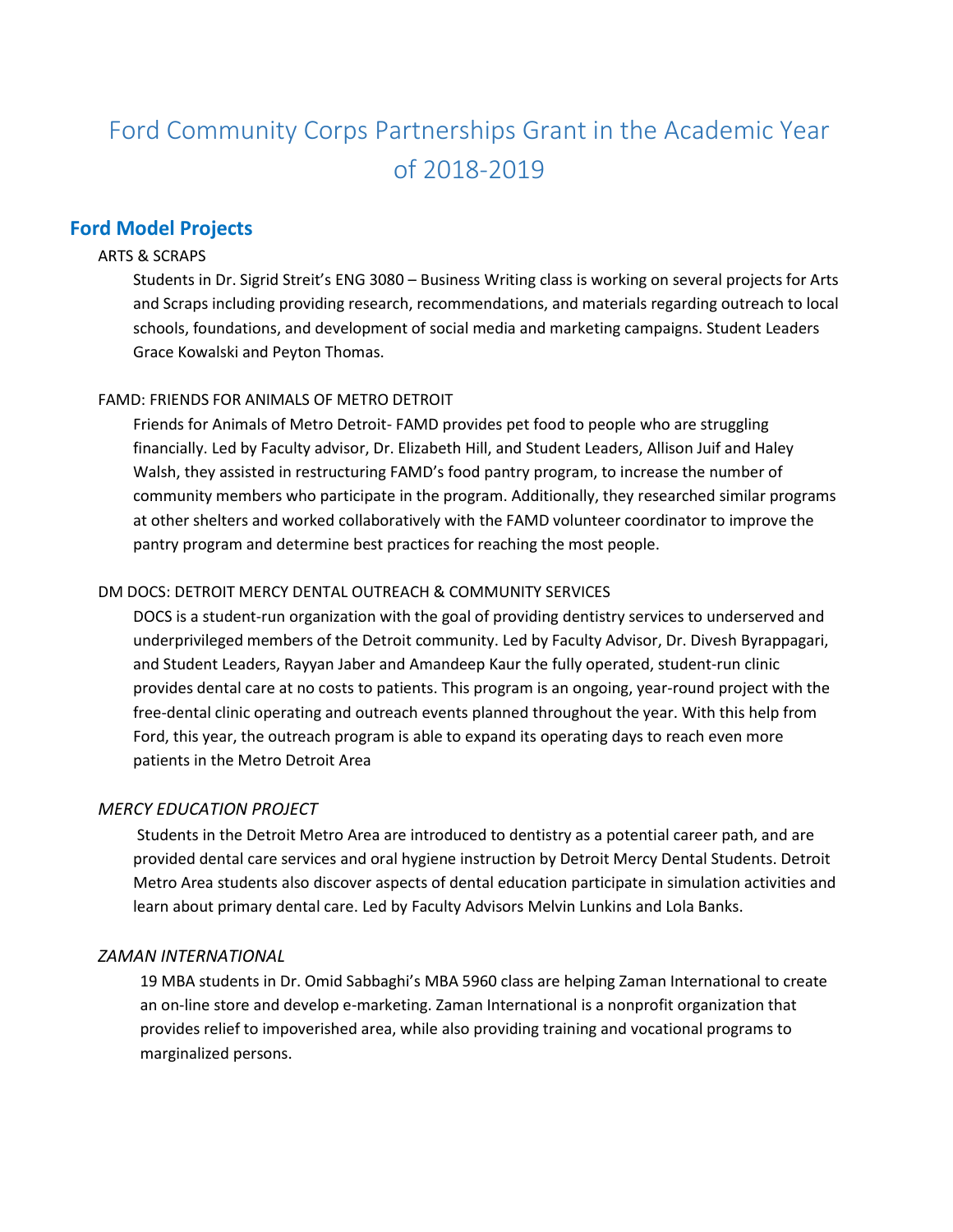# Ford Community Corps Partnerships Grant in the Academic Year of 2018-2019

## Ford Model Projects

### ARTS & SCRAPS

Students in Dr. Sigrid Streit's ENG 3080 – Business Writing class is working on several projects for Arts and Scraps including providing research, recommendations, and materials regarding outreach to local schools, foundations, and development of social media and marketing campaigns. Student Leaders Grace Kowalski and Peyton Thomas.

### FAMD: FRIENDS FOR ANIMALS OF METRO DETROIT

Friends for Animals of Metro Detroit- FAMD provides pet food to people who are struggling financially. Led by Faculty advisor, Dr. Elizabeth Hill, and Student Leaders, Allison Juif and Haley Walsh, they assisted in restructuring FAMD's food pantry program, to increase the number of community members who participate in the program. Additionally, they researched similar programs at other shelters and worked collaboratively with the FAMD volunteer coordinator to improve the pantry program and determine best practices for reaching the most people.

### DM DOCS: DETROIT MERCY DENTAL OUTREACH & COMMUNITY SERVICES

DOCS is a student-run organization with the goal of providing dentistry services to underserved and underprivileged members of the Detroit community. Led by Faculty Advisor, Dr. Divesh Byrappagari, and Student Leaders, Rayyan Jaber and Amandeep Kaur the fully operated, student-run clinic provides dental care at no costs to patients. This program is an ongoing, year-round project with the free-dental clinic operating and outreach events planned throughout the year. With this help from Ford, this year, the outreach program is able to expand its operating days to reach even more patients in the Metro Detroit Area

### *MERCY EDUCATION PROJECT*

Students in the Detroit Metro Area are introduced to dentistry as a potential career path, and are provided dental care services and oral hygiene instruction by Detroit Mercy Dental Students. Detroit Metro Area students also discover aspects of dental education participate in simulation activities and learn about primary dental care. Led by Faculty Advisors Melvin Lunkins and Lola Banks.

### *ZAMAN INTERNATIONAL*

19 MBA students in Dr. Omid Sabbaghi's MBA 5960 class are helping Zaman International to create an on-line store and develop e-marketing. Zaman International is a nonprofit organization that provides relief to impoverished area, while also providing training and vocational programs to marginalized persons.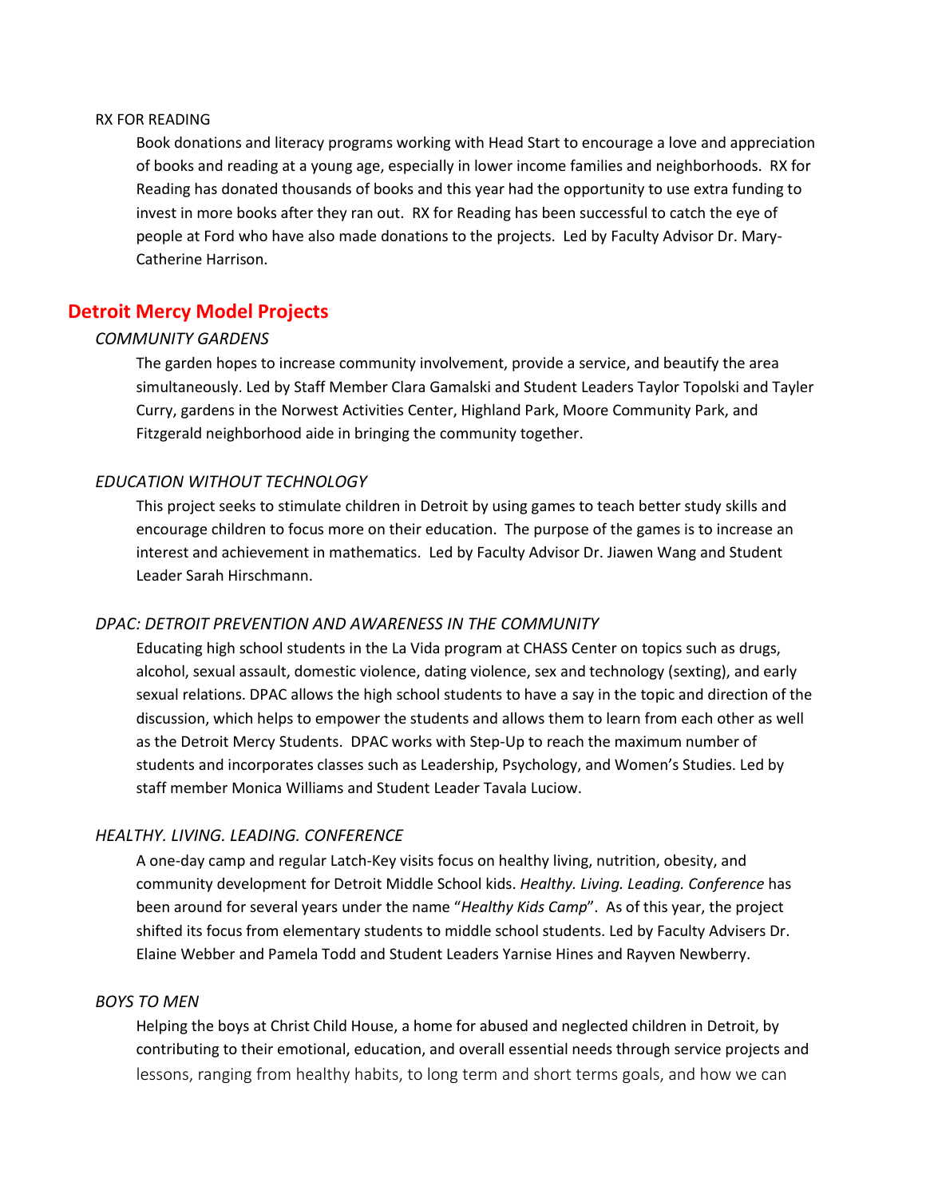RX FOR READING

Book donations and literacy programs working with Head Start to encourage a love and appreciation of books and reading at a young age, especially in lower income families and neighborhoods. RX for Reading has donated thousands of books and this year had the opportunity to use extra funding to invest in more books after they ran out. RX for Reading has been successful to catch the eye of people at Ford who have also made donations to the projects. Led by Faculty Advisor Dr. Mary-Catherine Harrison.

## Detroit Mercy Model Projects

*COMMUNITY GARDENS*

The garden hopes to increase community involvement, provide a service, and beautify the area simultaneously. Led by Staff Member Clara Gamalski and Student Leaders Taylor Topolski and Tayler Curry, gardens in the Norwest Activities Center, Highland Park, Moore Community Park, and Fitzgerald neighborhood aide in bringing the community together.

*EDUCATION WITHOUT TECHNOLOGY*

This project seeks to stimulate children in Detroit by using games to teach better study skills and encourage children to focus more on their education. The purpose of the games is to increase an interest and achievement in mathematics. Led by Faculty Advisor Dr. Jiawen Wang and Student Leader Sarah Hirschmann.

*DPAC: DETROIT PREVENTION AND AWARENESS IN THE COMMUNITY*

Educating high school students in the La Vida program at CHASS Center on topics such as drugs, alcohol, sexual assault, domestic violence, dating violence, sex and technology (sexting), and early sexual relations. DPAC allows the high school students to have a say in the topic and direction of the discussion, which helps to empower the students and allows them to learn from each other as well as the Detroit Mercy Students. DPAC works with Step-Up to reach the maximum number of students and incorporates classes such as Leadership, Psychology, and Women's Studies. Led by staff member Monica Williams and Student Leader Tavala Luciow.

*HEALTHY. LIVING. LEADING. CONFERENCE*

A one-day camp and regular Latch-Key visits focus on healthy living, nutrition, obesity, and community development for Detroit Middle School kids. *Healthy. Living. Leading. Conference* has been around for several years under the name "*Healthy Kids Camp*". As of this year, the project shifted its focus from elementary students to middle school students. Led by Faculty Advisers Dr. Elaine Webber and Pamela Todd and Student Leaders Yarnise Hines and Rayven Newberry.

*BOYS TO MEN*

Helping the boys at Christ Child House, a home for abused and neglected children in Detroit, by contributing to their emotional, education, and overall essential needs through service projects and lessons, ranging from healthy habits, to long term and short terms goals, and how we can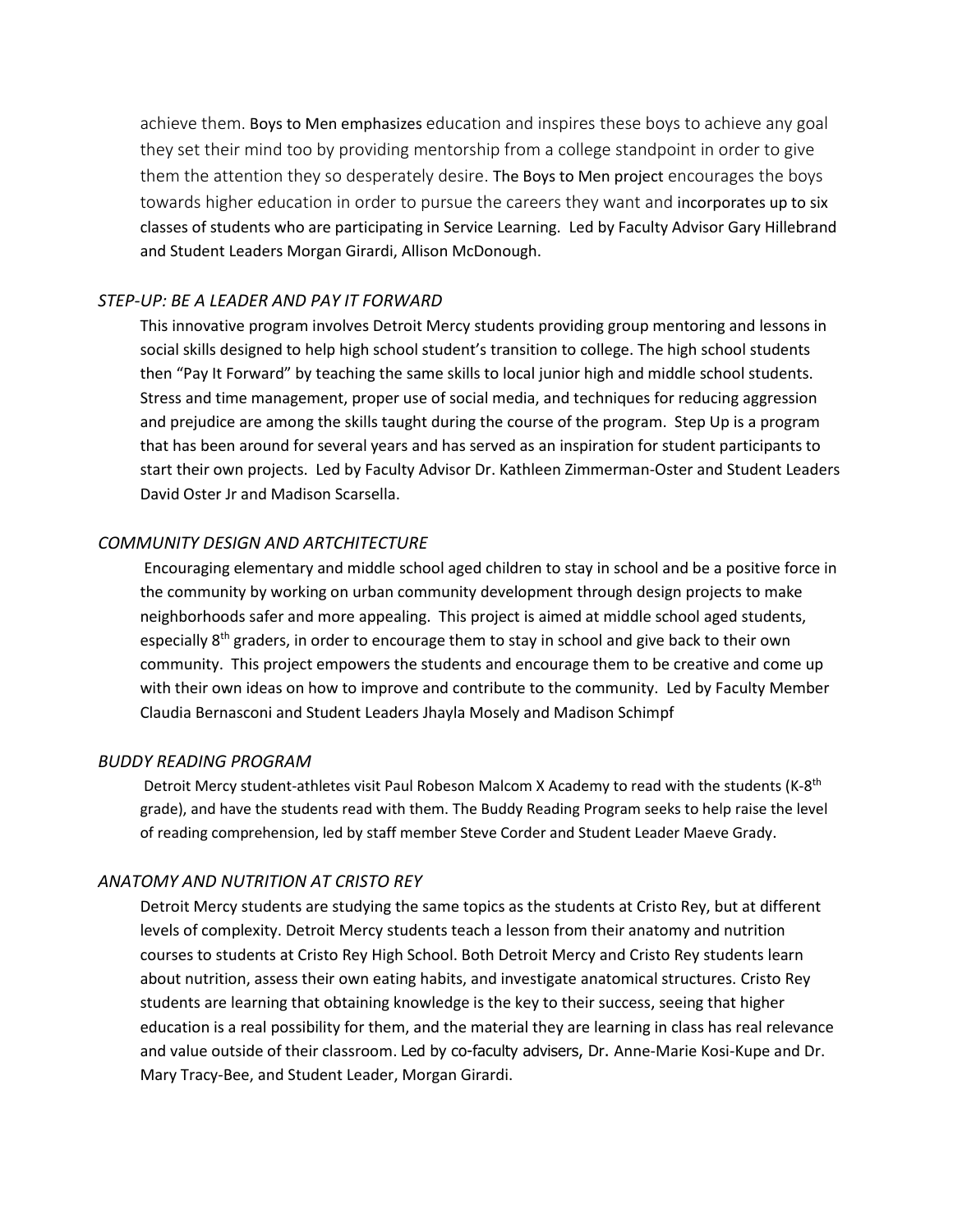achieve them. Boys to Men emphasizes education and inspires these boys to achieve any goal they set their mind too by providing mentorship from a college standpoint in order to give them the attention they so desperately desire. The Boys to Men project encourages the boys towards higher education in order to pursue the careers they want and incorporates up to six classes of students who are participating in Service Learning. Led by Faculty Advisor Gary Hillebrand and Student Leaders Morgan Girardi, Allison McDonough.

### *STEP-UP: BE A LEADER AND PAY IT FORWARD*

This innovative program involves Detroit Mercy students providing group mentoring and lessons in social skills designed to help high school student's transition to college. The high school students then "Pay It Forward" by teaching the same skills to local junior high and middle school students. Stress and time management, proper use of social media, and techniques for reducing aggression and prejudice are among the skills taught during the course of the program. Step Up is a program that has been around for several years and has served as an inspiration for student participants to start their own projects. Led by Faculty Advisor Dr. Kathleen Zimmerman-Oster and Student Leaders David Oster Jr and Madison Scarsella.

### *COMMUNITY DESIGN AND ARTCHITECTURE*

Encouraging elementary and middle school aged children to stay in school and be a positive force in the community by working on urban community development through design projects to make neighborhoods safer and more appealing. This project is aimed at middle school aged students, especially 8th graders, in order to encourage them to stay in school and give back to their own community. This project empowers the students and encourage them to be creative and come up with their own ideas on how to improve and contribute to the community. Led by Faculty Member Claudia Bernasconi and Student Leaders Jhayla Mosely and Madison Schimpf

### *BUDDY READING PROGRAM*

Detroit Mercy student-athletes visit Paul Robeson Malcom X Academy to read with the students (K-8th grade), and have the students read with them. The Buddy Reading Program seeks to help raise the level of reading comprehension, led by staff member Steve Corder and Student Leader Maeve Grady.

### *ANATOMY AND NUTRITION AT CRISTO REY*

Detroit Mercy students are studying the same topics as the students at Cristo Rey, but at different levels of complexity. Detroit Mercy students teach a lesson from their anatomy and nutrition courses to students at Cristo Rey High School. Both Detroit Mercy and Cristo Rey students learn about nutrition, assess their own eating habits, and investigate anatomical structures. Cristo Rey students are learning that obtaining knowledge is the key to their success, seeing that higher education is a real possibility for them, and the material they are learning in class has real relevance and value outside of their classroom. Led by co-faculty advisers, Dr. Anne-Marie Kosi-Kupe and Dr. Mary Tracy-Bee, and Student Leader, Morgan Girardi.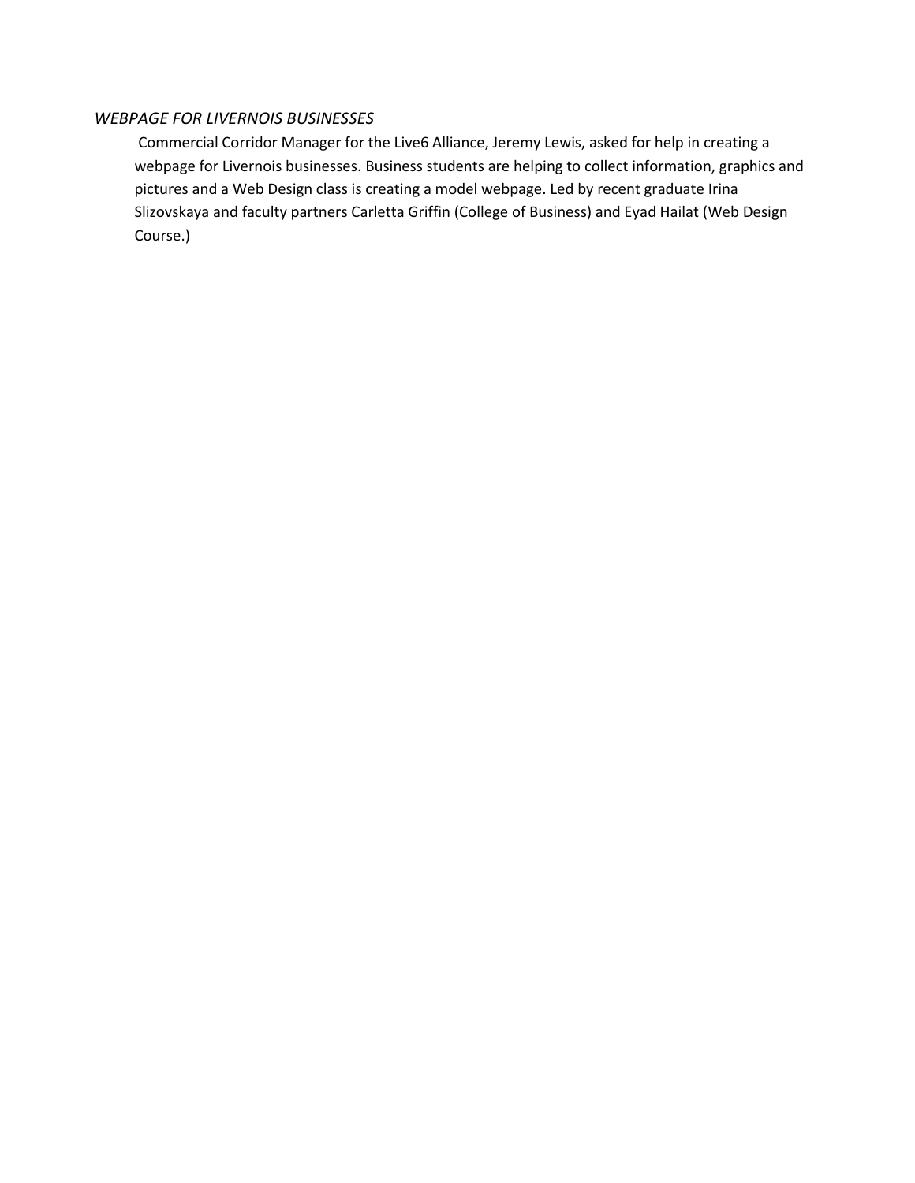*WEBPAGE FOR LIVERNOIS BUSINESSES*

Commercial Corridor Manager for the Live6 Alliance, Jeremy Lewis, asked for help in creating a webpage for Livernois businesses. Business students are helping to collect information, graphics and pictures and a Web Design class is creating a model webpage. Led by recent graduate Irina Slizovskaya and faculty partners Carletta Griffin (College of Business) and Eyad Hailat (Web Design Course.)